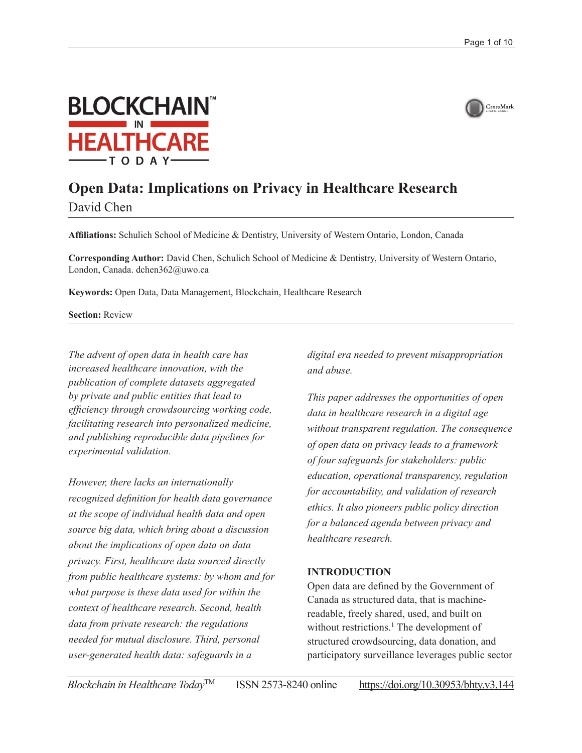# Open Data: Implications on Privacy in Healthcare Research

David Chen

**Affiliations:** Schulich School of Medicine & Dentistry, University of Western Ontario, London, Canada

**Corresponding Author:** David Chen, Schulich School of Medicine & Dentistry, University of Western Ontario, London, Canada. dchen362@uwo.ca

**Keywords:** Open Data, Data Management, Blockchain, Healthcare Research

**Section:** Review

*The advent of open data in health care has increased healthcare innovation, with the publication of complete datasets aggregated by private and public entities that lead to efficiency through crowdsourcing working code, facilitating research into personalized medicine, and publishing reproducible data pipelines for experimental validation.*

*However, there lacks an internationally recognized definition for health data governance at the scope of individual health data and open source big data, which bring about a discussion about the implications of open data on data privacy. First, healthcare data sourced directly from public healthcare systems: by whom and for what purpose is these data used for within the context of healthcare research. Second, health data from private research: the regulations needed for mutual disclosure. Third, personal user-generated health data: safeguards in a digital era needed to prevent misappropriation and abuse.*

*This paper addresses the opportunities of open data in healthcare research in a digital age without transparent regulation. The consequence of open data on privacy leads to a framework of four safeguards for stakeholders: public education, operational transparency, regulation for accountability, and validation of research ethics. It also pioneers public policy direction for a balanced agenda between privacy and healthcare research.*

## INTRODUCTION

Open data are defined by the Government of Canada as structured data, that is machine-readable, freely shared, used, and built on without restrictions.[1] The development of structured crowdsourcing, data donation, and participatory surveillance leverages public sector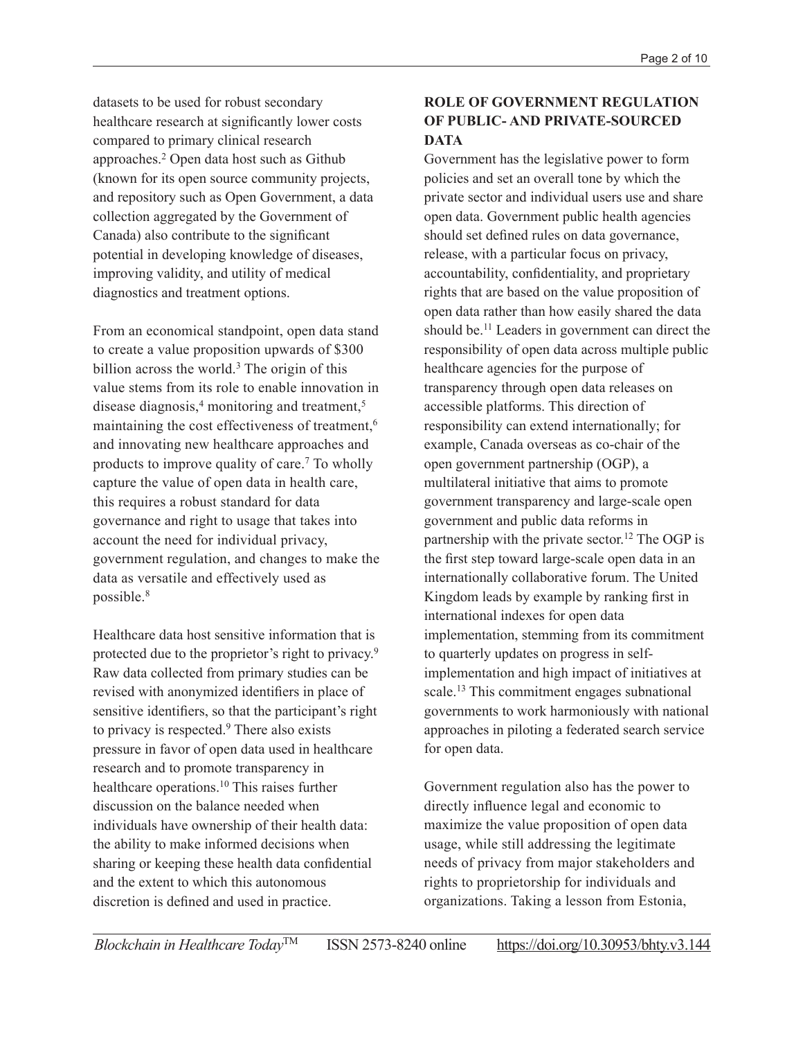datasets to be used for robust secondary healthcare research at significantly lower costs compared to primary clinical research approaches.[2] Open data host such as Github (known for its open source community projects, and repository such as Open Government, a data collection aggregated by the Government of Canada) also contribute to the significant potential in developing knowledge of diseases, improving validity, and utility of medical diagnostics and treatment options.

From an economical standpoint, open data stand to create a value proposition upwards of $300 billion across the world.[3] The origin of this value stems from its role to enable innovation in disease diagnosis,[4] monitoring and treatment,[5] maintaining the cost effectiveness of treatment,[6] and innovating new healthcare approaches and products to improve quality of care.[7] To wholly capture the value of open data in health care, this requires a robust standard for data governance and right to usage that takes into account the need for individual privacy, government regulation, and changes to make the data as versatile and effectively used as possible.[8]

Healthcare data host sensitive information that is protected due to the proprietor's right to privacy.[9] Raw data collected from primary studies can be revised with anonymized identifiers in place of sensitive identifiers, so that the participant's right to privacy is respected.[9] There also exists pressure in favor of open data used in healthcare research and to promote transparency in healthcare operations.[10] This raises further discussion on the balance needed when individuals have ownership of their health data: the ability to make informed decisions when sharing or keeping these health data confidential and the extent to which this autonomous discretion is defined and used in practice.

## ROLE OF GOVERNMENT REGULATION OF PUBLIC- AND PRIVATE-SOURCED DATA

Government has the legislative power to form policies and set an overall tone by which the private sector and individual users use and share open data. Government public health agencies should set defined rules on data governance, release, with a particular focus on privacy, accountability, confidentiality, and proprietary rights that are based on the value proposition of open data rather than how easily shared the data should be.[11] Leaders in government can direct the responsibility of open data across multiple public healthcare agencies for the purpose of transparency through open data releases on accessible platforms. This direction of responsibility can extend internationally; for example, Canada overseas as co-chair of the open government partnership (OGP), a multilateral initiative that aims to promote government transparency and large-scale open government and public data reforms in partnership with the private sector.[12] The OGP is the first step toward large-scale open data in an internationally collaborative forum. The United Kingdom leads by example by ranking first in international indexes for open data implementation, stemming from its commitment to quarterly updates on progress in self-implementation and high impact of initiatives at scale.[13] This commitment engages subnational governments to work harmoniously with national approaches in piloting a federated search service for open data.

Government regulation also has the power to directly influence legal and economic to maximize the value proposition of open data usage, while still addressing the legitimate needs of privacy from major stakeholders and rights to proprietorship for individuals and organizations. Taking a lesson from Estonia,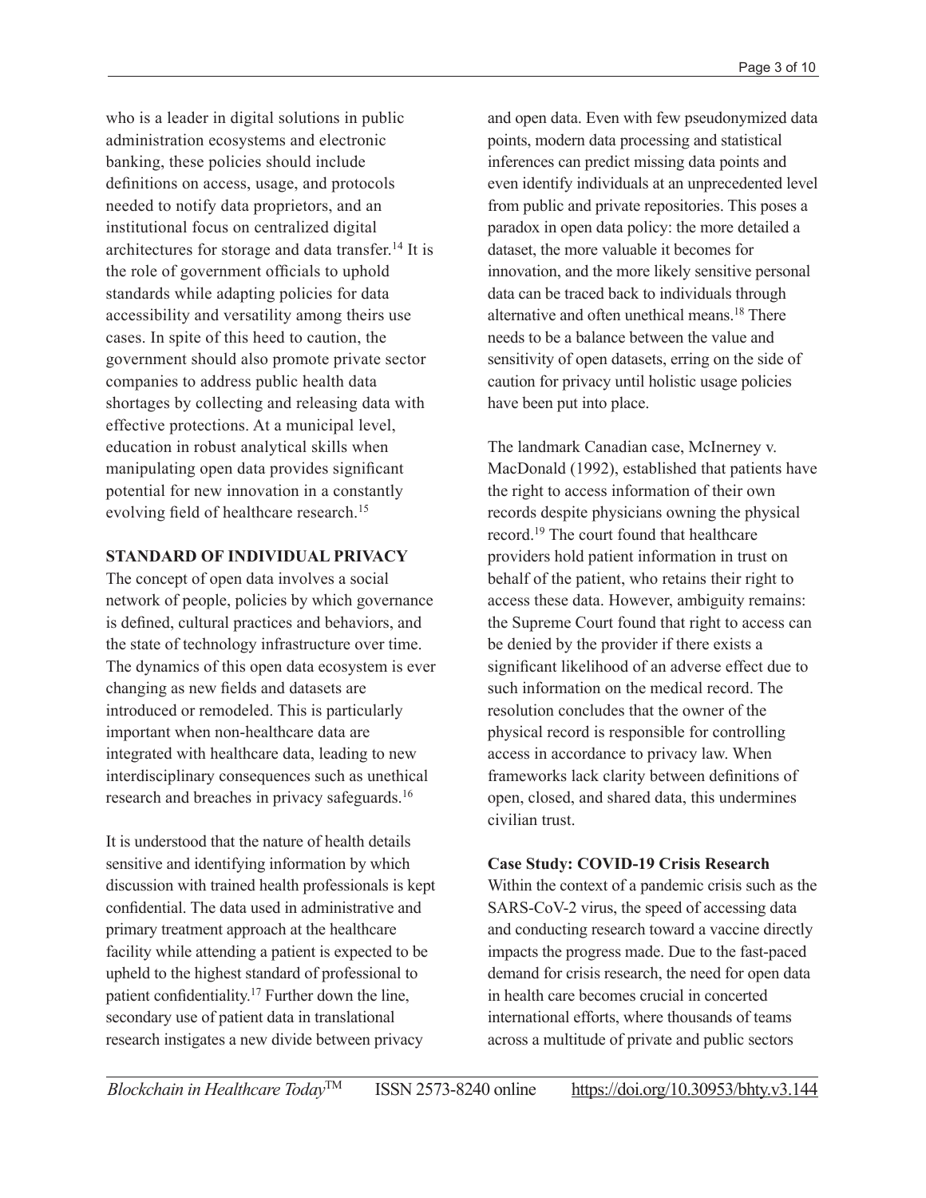who is a leader in digital solutions in public administration ecosystems and electronic banking, these policies should include definitions on access, usage, and protocols needed to notify data proprietors, and an institutional focus on centralized digital architectures for storage and data transfer.[14] It is the role of government officials to uphold standards while adapting policies for data accessibility and versatility among theirs use cases. In spite of this heed to caution, the government should also promote private sector companies to address public health data shortages by collecting and releasing data with effective protections. At a municipal level, education in robust analytical skills when manipulating open data provides significant potential for new innovation in a constantly evolving field of healthcare research.[15]

## STANDARD OF INDIVIDUAL PRIVACY

The concept of open data involves a social network of people, policies by which governance is defined, cultural practices and behaviors, and the state of technology infrastructure over time. The dynamics of this open data ecosystem is ever changing as new fields and datasets are introduced or remodeled. This is particularly important when non-healthcare data are integrated with healthcare data, leading to new interdisciplinary consequences such as unethical research and breaches in privacy safeguards.[16]

It is understood that the nature of health details sensitive and identifying information by which discussion with trained health professionals is kept confidential. The data used in administrative and primary treatment approach at the healthcare facility while attending a patient is expected to be upheld to the highest standard of professional to patient confidentiality.[17] Further down the line, secondary use of patient data in translational research instigates a new divide between privacy and open data. Even with few pseudonymized data points, modern data processing and statistical inferences can predict missing data points and even identify individuals at an unprecedented level from public and private repositories. This poses a paradox in open data policy: the more detailed a dataset, the more valuable it becomes for innovation, and the more likely sensitive personal data can be traced back to individuals through alternative and often unethical means.[18] There needs to be a balance between the value and sensitivity of open datasets, erring on the side of caution for privacy until holistic usage policies have been put into place.

The landmark Canadian case, McInerney v. MacDonald (1992), established that patients have the right to access information of their own records despite physicians owning the physical record.[19] The court found that healthcare providers hold patient information in trust on behalf of the patient, who retains their right to access these data. However, ambiguity remains: the Supreme Court found that right to access can be denied by the provider if there exists a significant likelihood of an adverse effect due to such information on the medical record. The resolution concludes that the owner of the physical record is responsible for controlling access in accordance to privacy law. When frameworks lack clarity between definitions of open, closed, and shared data, this undermines civilian trust.

### Case Study: COVID-19 Crisis Research

Within the context of a pandemic crisis such as the SARS-CoV-2 virus, the speed of accessing data and conducting research toward a vaccine directly impacts the progress made. Due to the fast-paced demand for crisis research, the need for open data in health care becomes crucial in concerted international efforts, where thousands of teams across a multitude of private and public sectors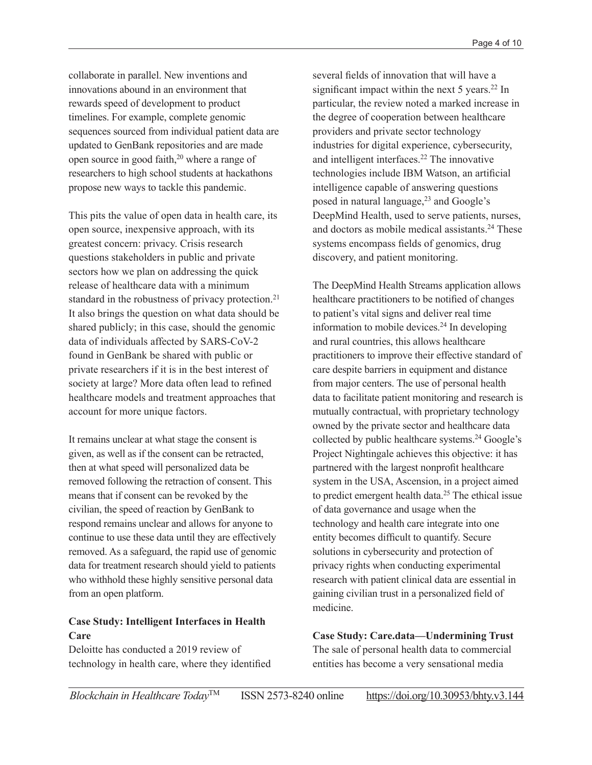collaborate in parallel. New inventions and innovations abound in an environment that rewards speed of development to product timelines. For example, complete genomic sequences sourced from individual patient data are updated to GenBank repositories and are made open source in good faith,[20] where a range of researchers to high school students at hackathons propose new ways to tackle this pandemic.

This pits the value of open data in health care, its open source, inexpensive approach, with its greatest concern: privacy. Crisis research questions stakeholders in public and private sectors how we plan on addressing the quick release of healthcare data with a minimum standard in the robustness of privacy protection.[21] It also brings the question on what data should be shared publicly; in this case, should the genomic data of individuals affected by SARS-CoV-2 found in GenBank be shared with public or private researchers if it is in the best interest of society at large? More data often lead to refined healthcare models and treatment approaches that account for more unique factors.

It remains unclear at what stage the consent is given, as well as if the consent can be retracted, then at what speed will personalized data be removed following the retraction of consent. This means that if consent can be revoked by the civilian, the speed of reaction by GenBank to respond remains unclear and allows for anyone to continue to use these data until they are effectively removed. As a safeguard, the rapid use of genomic data for treatment research should yield to patients who withhold these highly sensitive personal data from an open platform.

**Case Study: Intelligent Interfaces in Health Care**

Deloitte has conducted a 2019 review of technology in health care, where they identified several fields of innovation that will have a significant impact within the next 5 years.[22] In particular, the review noted a marked increase in the degree of cooperation between healthcare providers and private sector technology industries for digital experience, cybersecurity, and intelligent interfaces.[22] The innovative technologies include IBM Watson, an artificial intelligence capable of answering questions posed in natural language,[23] and Google's DeepMind Health, used to serve patients, nurses, and doctors as mobile medical assistants.[24] These systems encompass fields of genomics, drug discovery, and patient monitoring.

The DeepMind Health Streams application allows healthcare practitioners to be notified of changes to patient's vital signs and deliver real time information to mobile devices.[24] In developing and rural countries, this allows healthcare practitioners to improve their effective standard of care despite barriers in equipment and distance from major centers. The use of personal health data to facilitate patient monitoring and research is mutually contractual, with proprietary technology owned by the private sector and healthcare data collected by public healthcare systems.[24] Google's Project Nightingale achieves this objective: it has partnered with the largest nonprofit healthcare system in the USA, Ascension, in a project aimed to predict emergent health data.[25] The ethical issue of data governance and usage when the technology and health care integrate into one entity becomes difficult to quantify. Secure solutions in cybersecurity and protection of privacy rights when conducting experimental research with patient clinical data are essential in gaining civilian trust in a personalized field of medicine.

**Case Study: Care.data—Undermining Trust**

The sale of personal health data to commercial entities has become a very sensational media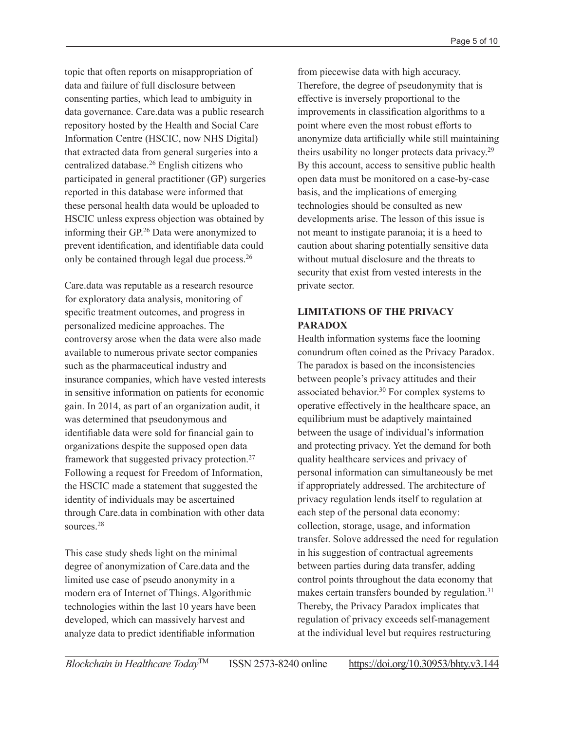topic that often reports on misappropriation of data and failure of full disclosure between consenting parties, which lead to ambiguity in data governance. Care.data was a public research repository hosted by the Health and Social Care Information Centre (HSCIC, now NHS Digital) that extracted data from general surgeries into a centralized database.[26] English citizens who participated in general practitioner (GP) surgeries reported in this database were informed that these personal health data would be uploaded to HSCIC unless express objection was obtained by informing their GP.[26] Data were anonymized to prevent identification, and identifiable data could only be contained through legal due process.[26]

Care.data was reputable as a research resource for exploratory data analysis, monitoring of specific treatment outcomes, and progress in personalized medicine approaches. The controversy arose when the data were also made available to numerous private sector companies such as the pharmaceutical industry and insurance companies, which have vested interests in sensitive information on patients for economic gain. In 2014, as part of an organization audit, it was determined that pseudonymous and identifiable data were sold for financial gain to organizations despite the supposed open data framework that suggested privacy protection.[27] Following a request for Freedom of Information, the HSCIC made a statement that suggested the identity of individuals may be ascertained through Care.data in combination with other data sources.[28]

This case study sheds light on the minimal degree of anonymization of Care.data and the limited use case of pseudo anonymity in a modern era of Internet of Things. Algorithmic technologies within the last 10 years have been developed, which can massively harvest and analyze data to predict identifiable information from piecewise data with high accuracy. Therefore, the degree of pseudonymity that is effective is inversely proportional to the improvements in classification algorithms to a point where even the most robust efforts to anonymize data artificially while still maintaining theirs usability no longer protects data privacy.[29] By this account, access to sensitive public health open data must be monitored on a case-by-case basis, and the implications of emerging technologies should be consulted as new developments arise. The lesson of this issue is not meant to instigate paranoia; it is a heed to caution about sharing potentially sensitive data without mutual disclosure and the threats to security that exist from vested interests in the private sector.

## LIMITATIONS OF THE PRIVACY PARADOX

Health information systems face the looming conundrum often coined as the Privacy Paradox. The paradox is based on the inconsistencies between people's privacy attitudes and their associated behavior.[30] For complex systems to operative effectively in the healthcare space, an equilibrium must be adaptively maintained between the usage of individual's information and protecting privacy. Yet the demand for both quality healthcare services and privacy of personal information can simultaneously be met if appropriately addressed. The architecture of privacy regulation lends itself to regulation at each step of the personal data economy: collection, storage, usage, and information transfer. Solove addressed the need for regulation in his suggestion of contractual agreements between parties during data transfer, adding control points throughout the data economy that makes certain transfers bounded by regulation.[31] Thereby, the Privacy Paradox implicates that regulation of privacy exceeds self-management at the individual level but requires restructuring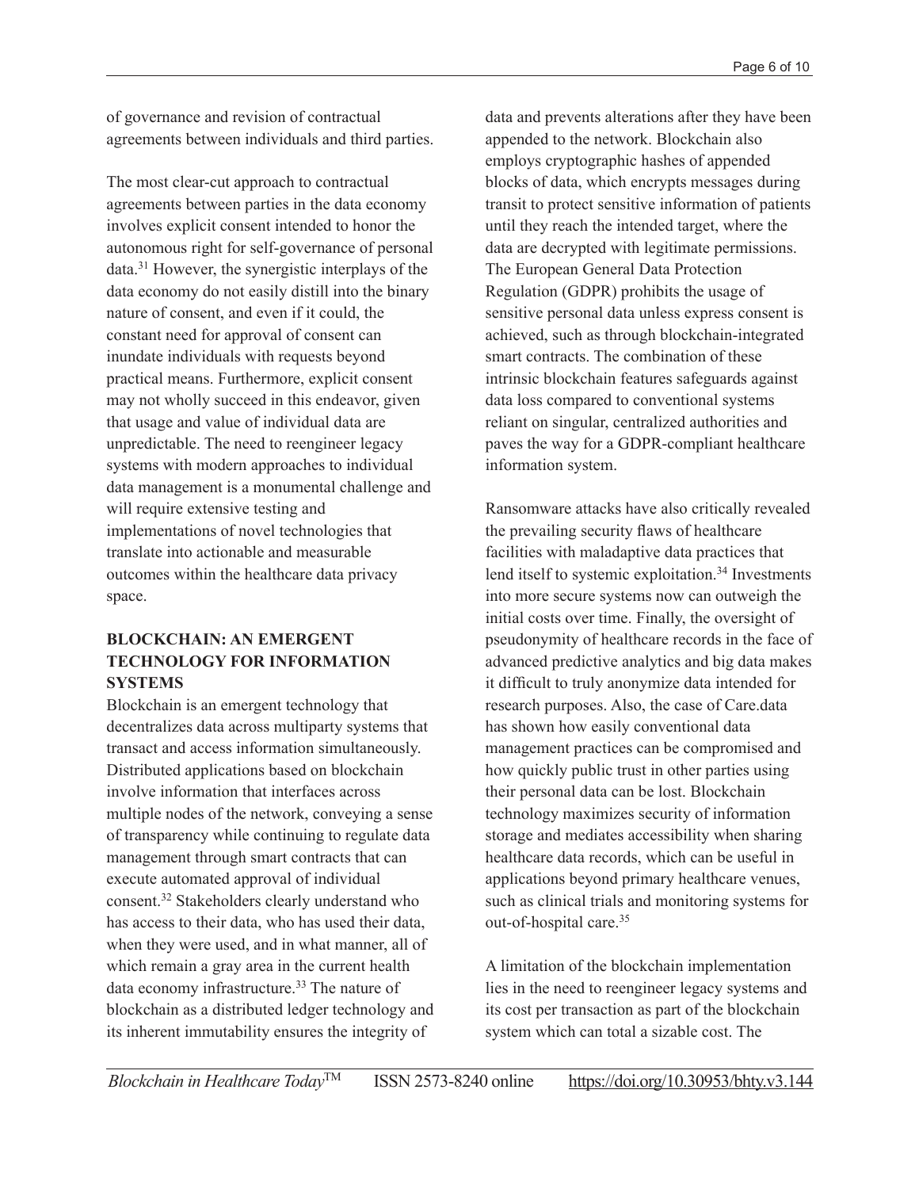of governance and revision of contractual agreements between individuals and third parties.

The most clear-cut approach to contractual agreements between parties in the data economy involves explicit consent intended to honor the autonomous right for self-governance of personal data.[31] However, the synergistic interplays of the data economy do not easily distill into the binary nature of consent, and even if it could, the constant need for approval of consent can inundate individuals with requests beyond practical means. Furthermore, explicit consent may not wholly succeed in this endeavor, given that usage and value of individual data are unpredictable. The need to reengineer legacy systems with modern approaches to individual data management is a monumental challenge and will require extensive testing and implementations of novel technologies that translate into actionable and measurable outcomes within the healthcare data privacy space.

## BLOCKCHAIN: AN EMERGENT TECHNOLOGY FOR INFORMATION SYSTEMS

Blockchain is an emergent technology that decentralizes data across multiparty systems that transact and access information simultaneously. Distributed applications based on blockchain involve information that interfaces across multiple nodes of the network, conveying a sense of transparency while continuing to regulate data management through smart contracts that can execute automated approval of individual consent.[32] Stakeholders clearly understand who has access to their data, who has used their data, when they were used, and in what manner, all of which remain a gray area in the current health data economy infrastructure.[33] The nature of blockchain as a distributed ledger technology and its inherent immutability ensures the integrity of data and prevents alterations after they have been appended to the network. Blockchain also employs cryptographic hashes of appended blocks of data, which encrypts messages during transit to protect sensitive information of patients until they reach the intended target, where the data are decrypted with legitimate permissions. The European General Data Protection Regulation (GDPR) prohibits the usage of sensitive personal data unless express consent is achieved, such as through blockchain-integrated smart contracts. The combination of these intrinsic blockchain features safeguards against data loss compared to conventional systems reliant on singular, centralized authorities and paves the way for a GDPR-compliant healthcare information system.

Ransomware attacks have also critically revealed the prevailing security flaws of healthcare facilities with maladaptive data practices that lend itself to systemic exploitation.[34] Investments into more secure systems now can outweigh the initial costs over time. Finally, the oversight of pseudonymity of healthcare records in the face of advanced predictive analytics and big data makes it difficult to truly anonymize data intended for research purposes. Also, the case of Care.data has shown how easily conventional data management practices can be compromised and how quickly public trust in other parties using their personal data can be lost. Blockchain technology maximizes security of information storage and mediates accessibility when sharing healthcare data records, which can be useful in applications beyond primary healthcare venues, such as clinical trials and monitoring systems for out-of-hospital care.[35]

A limitation of the blockchain implementation lies in the need to reengineer legacy systems and its cost per transaction as part of the blockchain system which can total a sizable cost. The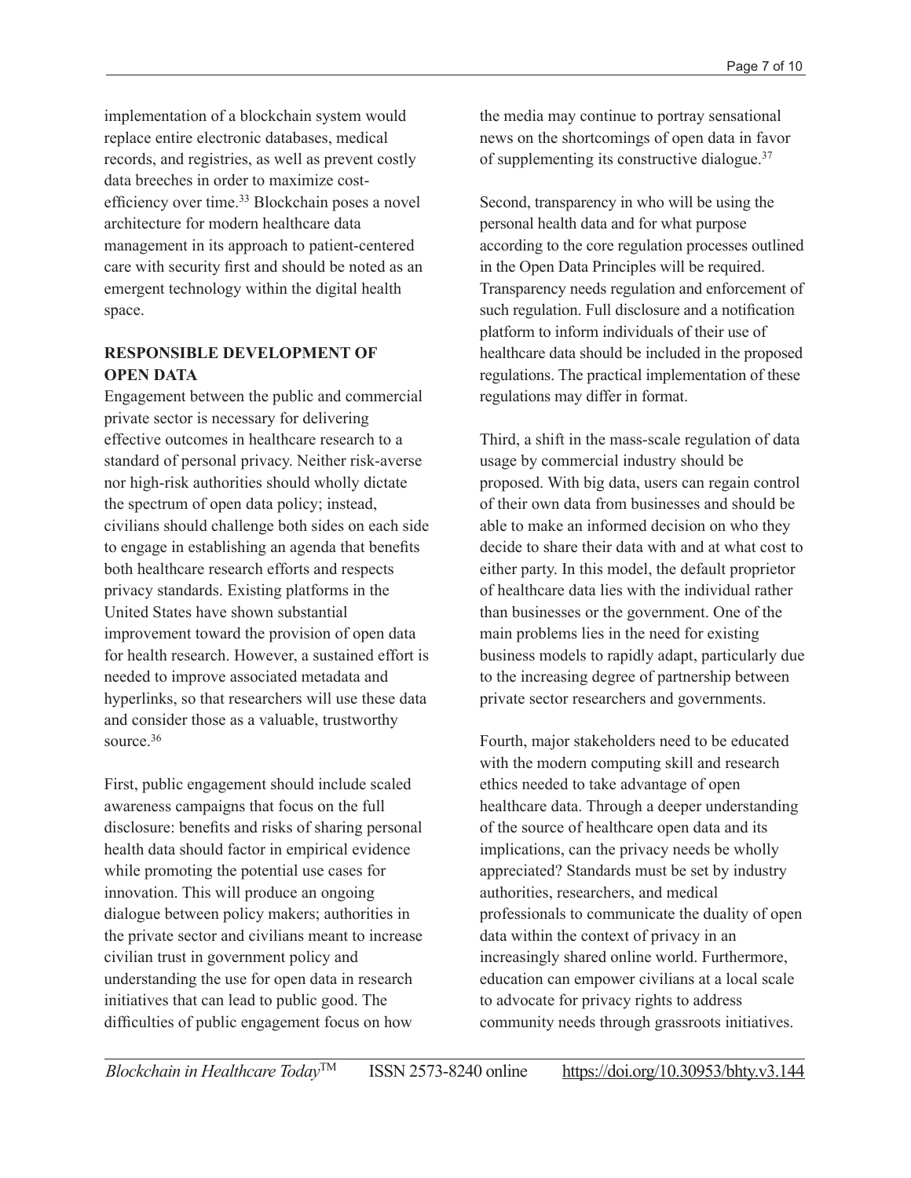implementation of a blockchain system would replace entire electronic databases, medical records, and registries, as well as prevent costly data breeches in order to maximize cost-efficiency over time.[33] Blockchain poses a novel architecture for modern healthcare data management in its approach to patient-centered care with security first and should be noted as an emergent technology within the digital health space.

## RESPONSIBLE DEVELOPMENT OF OPEN DATA

Engagement between the public and commercial private sector is necessary for delivering effective outcomes in healthcare research to a standard of personal privacy. Neither risk-averse nor high-risk authorities should wholly dictate the spectrum of open data policy; instead, civilians should challenge both sides on each side to engage in establishing an agenda that benefits both healthcare research efforts and respects privacy standards. Existing platforms in the United States have shown substantial improvement toward the provision of open data for health research. However, a sustained effort is needed to improve associated metadata and hyperlinks, so that researchers will use these data and consider those as a valuable, trustworthy source.[36]

First, public engagement should include scaled awareness campaigns that focus on the full disclosure: benefits and risks of sharing personal health data should factor in empirical evidence while promoting the potential use cases for innovation. This will produce an ongoing dialogue between policy makers; authorities in the private sector and civilians meant to increase civilian trust in government policy and understanding the use for open data in research initiatives that can lead to public good. The difficulties of public engagement focus on how the media may continue to portray sensational news on the shortcomings of open data in favor of supplementing its constructive dialogue.[37]

Second, transparency in who will be using the personal health data and for what purpose according to the core regulation processes outlined in the Open Data Principles will be required. Transparency needs regulation and enforcement of such regulation. Full disclosure and a notification platform to inform individuals of their use of healthcare data should be included in the proposed regulations. The practical implementation of these regulations may differ in format.

Third, a shift in the mass-scale regulation of data usage by commercial industry should be proposed. With big data, users can regain control of their own data from businesses and should be able to make an informed decision on who they decide to share their data with and at what cost to either party. In this model, the default proprietor of healthcare data lies with the individual rather than businesses or the government. One of the main problems lies in the need for existing business models to rapidly adapt, particularly due to the increasing degree of partnership between private sector researchers and governments.

Fourth, major stakeholders need to be educated with the modern computing skill and research ethics needed to take advantage of open healthcare data. Through a deeper understanding of the source of healthcare open data and its implications, can the privacy needs be wholly appreciated? Standards must be set by industry authorities, researchers, and medical professionals to communicate the duality of open data within the context of privacy in an increasingly shared online world. Furthermore, education can empower civilians at a local scale to advocate for privacy rights to address community needs through grassroots initiatives.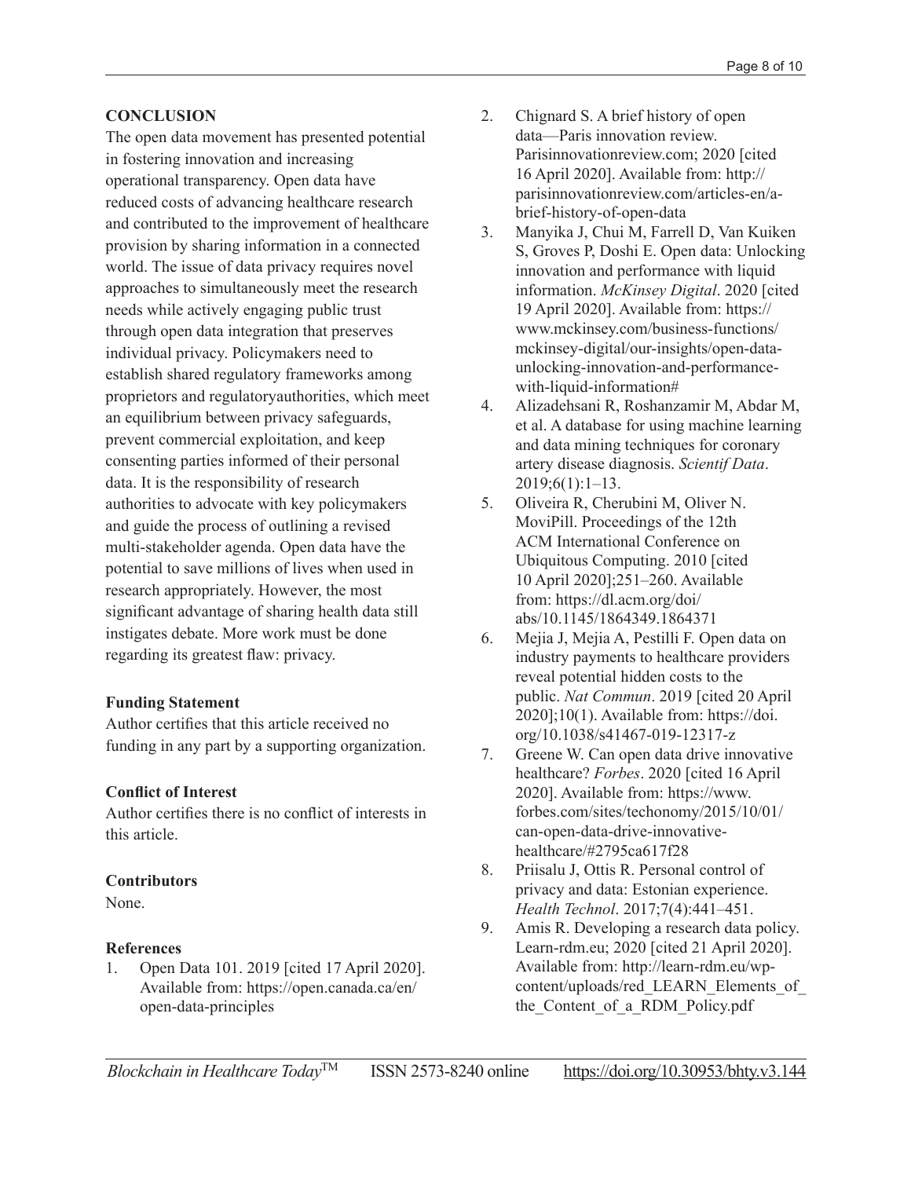## CONCLUSION

The open data movement has presented potential in fostering innovation and increasing operational transparency. Open data have reduced costs of advancing healthcare research and contributed to the improvement of healthcare provision by sharing information in a connected world. The issue of data privacy requires novel approaches to simultaneously meet the research needs while actively engaging public trust through open data integration that preserves individual privacy. Policymakers need to establish shared regulatory frameworks among proprietors and regulatoryauthorities, which meet an equilibrium between privacy safeguards, prevent commercial exploitation, and keep consenting parties informed of their personal data. It is the responsibility of research authorities to advocate with key policymakers and guide the process of outlining a revised multi-stakeholder agenda. Open data have the potential to save millions of lives when used in research appropriately. However, the most significant advantage of sharing health data still instigates debate. More work must be done regarding its greatest flaw: privacy.

### Funding Statement

Author certifies that this article received no funding in any part by a supporting organization.

### Conflict of Interest

Author certifies there is no conflict of interests in this article.

### Contributors

None.

### References

1. Open Data 101. 2019 [cited 17 April 2020]. Available from: https://open.canada.ca/en/open-data-principles
2. Chignard S. A brief history of open data—Paris innovation review. Parisinnovationreview.com; 2020 [cited 16 April 2020]. Available from: http://parisinnovationreview.com/articles-en/a-brief-history-of-open-data
3. Manyika J, Chui M, Farrell D, Van Kuiken S, Groves P, Doshi E. Open data: Unlocking innovation and performance with liquid information. *McKinsey Digital*. 2020 [cited 19 April 2020]. Available from: https://www.mckinsey.com/business-functions/mckinsey-digital/our-insights/open-data-unlocking-innovation-and-performance-with-liquid-information#
4. Alizadehsani R, Roshanzamir M, Abdar M, et al. A database for using machine learning and data mining techniques for coronary artery disease diagnosis. *Scientif Data*. 2019;6(1):1–13.
5. Oliveira R, Cherubini M, Oliver N. MoviPill. Proceedings of the 12th ACM International Conference on Ubiquitous Computing. 2010 [cited 10 April 2020];251–260. Available from: https://dl.acm.org/doi/abs/10.1145/1864349.1864371
6. Mejia J, Mejia A, Pestilli F. Open data on industry payments to healthcare providers reveal potential hidden costs to the public. *Nat Commun*. 2019 [cited 20 April 2020];10(1). Available from: https://doi.org/10.1038/s41467-019-12317-z
7. Greene W. Can open data drive innovative healthcare? *Forbes*. 2020 [cited 16 April 2020]. Available from: https://www.forbes.com/sites/techonomy/2015/10/01/can-open-data-drive-innovative-healthcare/#2795ca617f28
8. Priisalu J, Ottis R. Personal control of privacy and data: Estonian experience. *Health Technol*. 2017;7(4):441–451.
9. Amis R. Developing a research data policy. Learn-rdm.eu; 2020 [cited 21 April 2020]. Available from: http://learn-rdm.eu/wp-content/uploads/red_LEARN_Elements_of_the_Content_of_a_RDM_Policy.pdf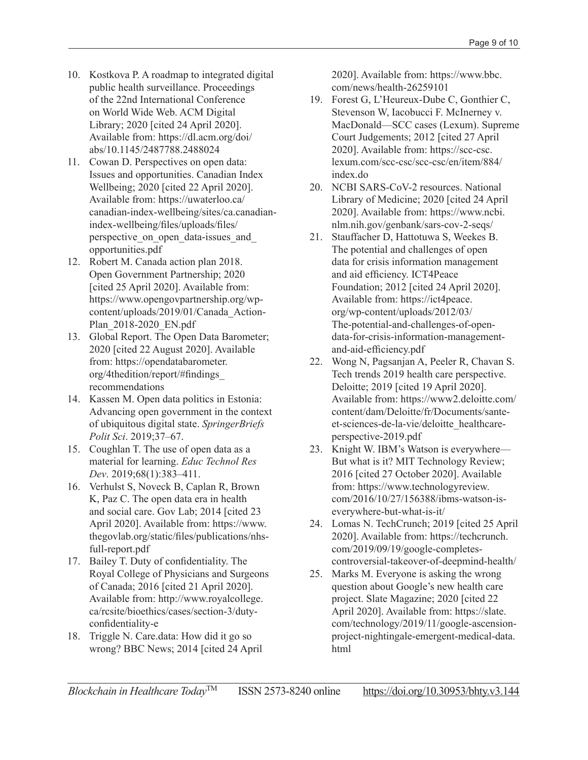10. Kostkova P. A roadmap to integrated digital public health surveillance. Proceedings of the 22nd International Conference on World Wide Web. ACM Digital Library; 2020 [cited 24 April 2020]. Available from: https://dl.acm.org/doi/abs/10.1145/2487788.2488024
11. Cowan D. Perspectives on open data: Issues and opportunities. Canadian Index Wellbeing; 2020 [cited 22 April 2020]. Available from: https://uwaterloo.ca/canadian-index-wellbeing/sites/ca.canadian-index-wellbeing/files/uploads/files/perspective_on_open_data-issues_and_opportunities.pdf
12. Robert M. Canada action plan 2018. Open Government Partnership; 2020 [cited 25 April 2020]. Available from: https://www.opengovpartnership.org/wp-content/uploads/2019/01/Canada_Action-Plan_2018-2020_EN.pdf
13. Global Report. The Open Data Barometer; 2020 [cited 22 August 2020]. Available from: https://opendatabarometer.org/4thedition/report/#findings_recommendations
14. Kassen M. Open data politics in Estonia: Advancing open government in the context of ubiquitous digital state. *SpringerBriefs Polit Sci*. 2019;37–67.
15. Coughlan T. The use of open data as a material for learning. *Educ Technol Res Dev*. 2019;68(1):383–411.
16. Verhulst S, Noveck B, Caplan R, Brown K, Paz C. The open data era in health and social care. Gov Lab; 2014 [cited 23 April 2020]. Available from: https://www.thegovlab.org/static/files/publications/nhs-full-report.pdf
17. Bailey T. Duty of confidentiality. The Royal College of Physicians and Surgeons of Canada; 2016 [cited 21 April 2020]. Available from: http://www.royalcollege.ca/rcsite/bioethics/cases/section-3/duty-confidentiality-e
18. Triggle N. Care.data: How did it go so wrong? BBC News; 2014 [cited 24 April 2020]. Available from: https://www.bbc.com/news/health-26259101
19. Forest G, L'Heureux-Dube C, Gonthier C, Stevenson W, Iacobucci F. McInerney v. MacDonald—SCC cases (Lexum). Supreme Court Judgements; 2012 [cited 27 April 2020]. Available from: https://scc-csc.lexum.com/scc-csc/scc-csc/en/item/884/index.do
20. NCBI SARS-CoV-2 resources. National Library of Medicine; 2020 [cited 24 April 2020]. Available from: https://www.ncbi.nlm.nih.gov/genbank/sars-cov-2-seqs/
21. Stauffacher D, Hattotuwa S, Weekes B. The potential and challenges of open data for crisis information management and aid efficiency. ICT4Peace Foundation; 2012 [cited 24 April 2020]. Available from: https://ict4peace.org/wp-content/uploads/2012/03/The-potential-and-challenges-of-open-data-for-crisis-information-management-and-aid-efficiency.pdf
22. Wong N, Pagsanjan A, Peeler R, Chavan S. Tech trends 2019 health care perspective. Deloitte; 2019 [cited 19 April 2020]. Available from: https://www2.deloitte.com/content/dam/Deloitte/fr/Documents/sante-et-sciences-de-la-vie/deloitte_healthcare-perspective-2019.pdf
23. Knight W. IBM's Watson is everywhere—But what is it? MIT Technology Review; 2016 [cited 27 October 2020]. Available from: https://www.technologyreview.com/2016/10/27/156388/ibms-watson-is-everywhere-but-what-is-it/
24. Lomas N. TechCrunch; 2019 [cited 25 April 2020]. Available from: https://techcrunch.com/2019/09/19/google-completes-controversial-takeover-of-deepmind-health/
25. Marks M. Everyone is asking the wrong question about Google's new health care project. Slate Magazine; 2020 [cited 22 April 2020]. Available from: https://slate.com/technology/2019/11/google-ascension-project-nightingale-emergent-medical-data.html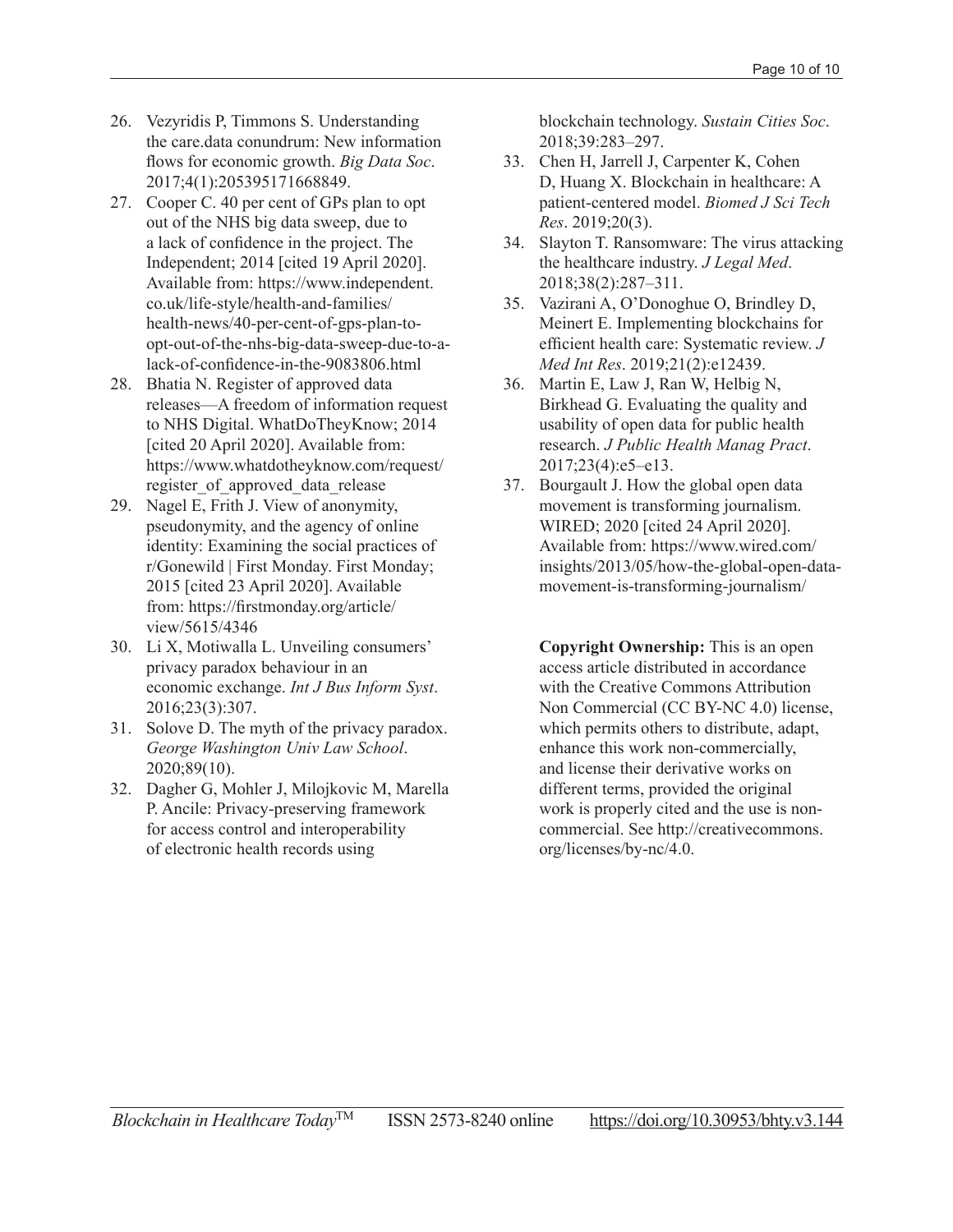26. Vezyridis P, Timmons S. Understanding the care.data conundrum: New information flows for economic growth. *Big Data Soc*. 2017;4(1):205395171668849.
27. Cooper C. 40 per cent of GPs plan to opt out of the NHS big data sweep, due to a lack of confidence in the project. The Independent; 2014 [cited 19 April 2020]. Available from: https://www.independent.co.uk/life-style/health-and-families/health-news/40-per-cent-of-gps-plan-to-opt-out-of-the-nhs-big-data-sweep-due-to-a-lack-of-confidence-in-the-9083806.html
28. Bhatia N. Register of approved data releases—A freedom of information request to NHS Digital. WhatDoTheyKnow; 2014 [cited 20 April 2020]. Available from: https://www.whatdotheyknow.com/request/register_of_approved_data_release
29. Nagel E, Frith J. View of anonymity, pseudonymity, and the agency of online identity: Examining the social practices of r/Gonewild | First Monday. First Monday; 2015 [cited 23 April 2020]. Available from: https://firstmonday.org/article/view/5615/4346
30. Li X, Motiwalla L. Unveiling consumers' privacy paradox behaviour in an economic exchange. *Int J Bus Inform Syst*. 2016;23(3):307.
31. Solove D. The myth of the privacy paradox. *George Washington Univ Law School*. 2020;89(10).
32. Dagher G, Mohler J, Milojkovic M, Marella P. Ancile: Privacy-preserving framework for access control and interoperability of electronic health records using blockchain technology. *Sustain Cities Soc*. 2018;39:283–297.
33. Chen H, Jarrell J, Carpenter K, Cohen D, Huang X. Blockchain in healthcare: A patient-centered model. *Biomed J Sci Tech Res*. 2019;20(3).
34. Slayton T. Ransomware: The virus attacking the healthcare industry. *J Legal Med*. 2018;38(2):287–311.
35. Vazirani A, O'Donoghue O, Brindley D, Meinert E. Implementing blockchains for efficient health care: Systematic review. *J Med Int Res*. 2019;21(2):e12439.
36. Martin E, Law J, Ran W, Helbig N, Birkhead G. Evaluating the quality and usability of open data for public health research. *J Public Health Manag Pract*. 2017;23(4):e5–e13.
37. Bourgault J. How the global open data movement is transforming journalism. WIRED; 2020 [cited 24 April 2020]. Available from: https://www.wired.com/insights/2013/05/how-the-global-open-data-movement-is-transforming-journalism/

**Copyright Ownership:** This is an open access article distributed in accordance with the Creative Commons Attribution Non Commercial (CC BY-NC 4.0) license, which permits others to distribute, adapt, enhance this work non-commercially, and license their derivative works on different terms, provided the original work is properly cited and the use is non-commercial. See http://creativecommons.org/licenses/by-nc/4.0.